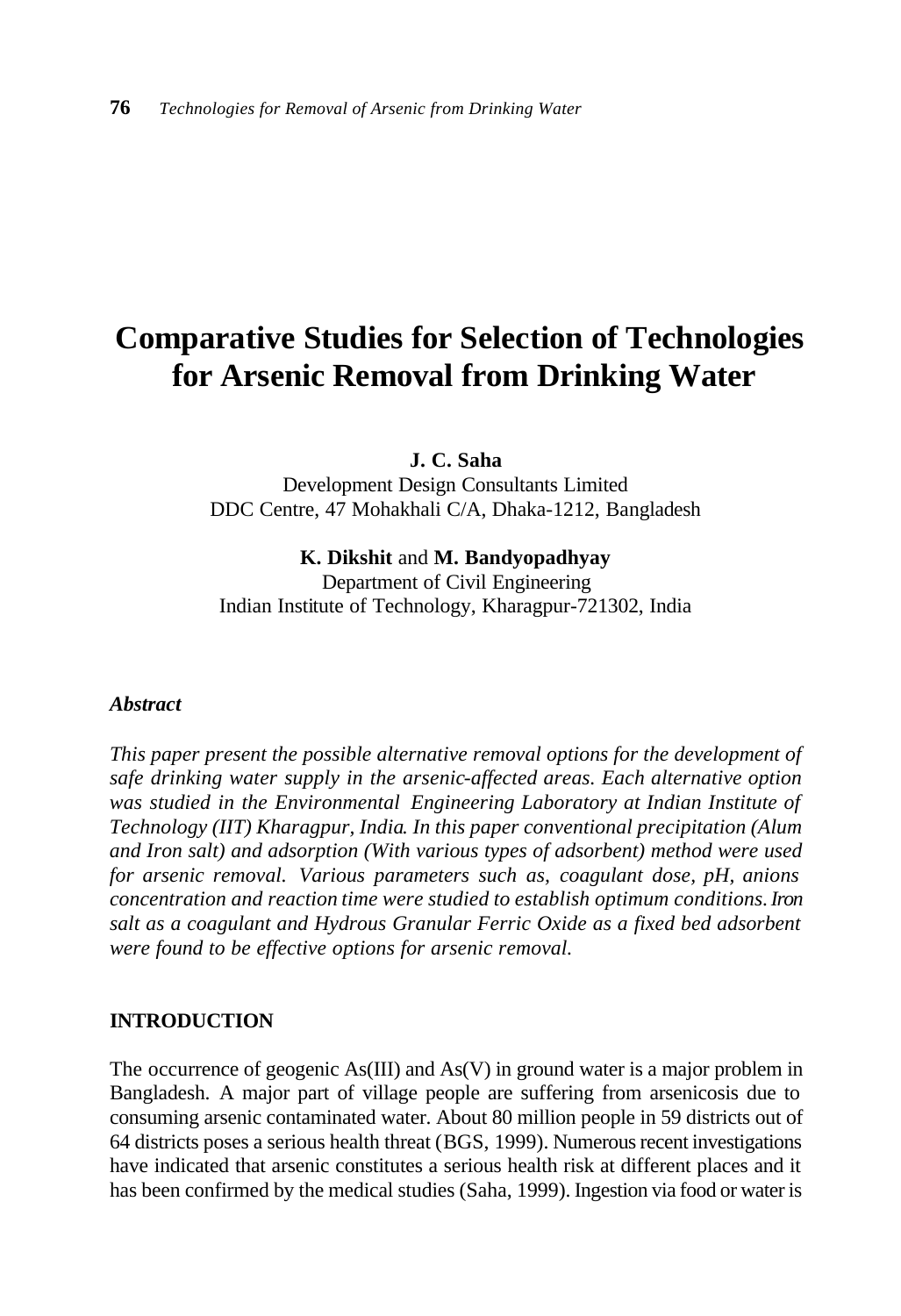# Comparative Studies for Selection of Technologies for Arsenic Removal from Drinking Water

**J. C. Saha**
Development Design Consultants Limited
DDC Centre, 47 Mohakhali C/A, Dhaka-1212, Bangladesh

**K. Dikshit** and **M. Bandyopadhyay**
Department of Civil Engineering
Indian Institute of Technology, Kharagpur-721302, India

***Abstract***

*This paper present the possible alternative removal options for the development of safe drinking water supply in the arsenic-affected areas. Each alternative option was studied in the Environmental Engineering Laboratory at Indian Institute of Technology (IIT) Kharagpur, India. In this paper conventional precipitation (Alum and Iron salt) and adsorption (With various types of adsorbent) method were used for arsenic removal. Various parameters such as, coagulant dose, pH, anions concentration and reaction time were studied to establish optimum conditions. Iron salt as a coagulant and Hydrous Granular Ferric Oxide as a fixed bed adsorbent were found to be effective options for arsenic removal.*

## INTRODUCTION

The occurrence of geogenic As(III) and As(V) in ground water is a major problem in Bangladesh. A major part of village people are suffering from arsenicosis due to consuming arsenic contaminated water. About 80 million people in 59 districts out of 64 districts poses a serious health threat (BGS, 1999). Numerous recent investigations have indicated that arsenic constitutes a serious health risk at different places and it has been confirmed by the medical studies (Saha, 1999). Ingestion via food or water is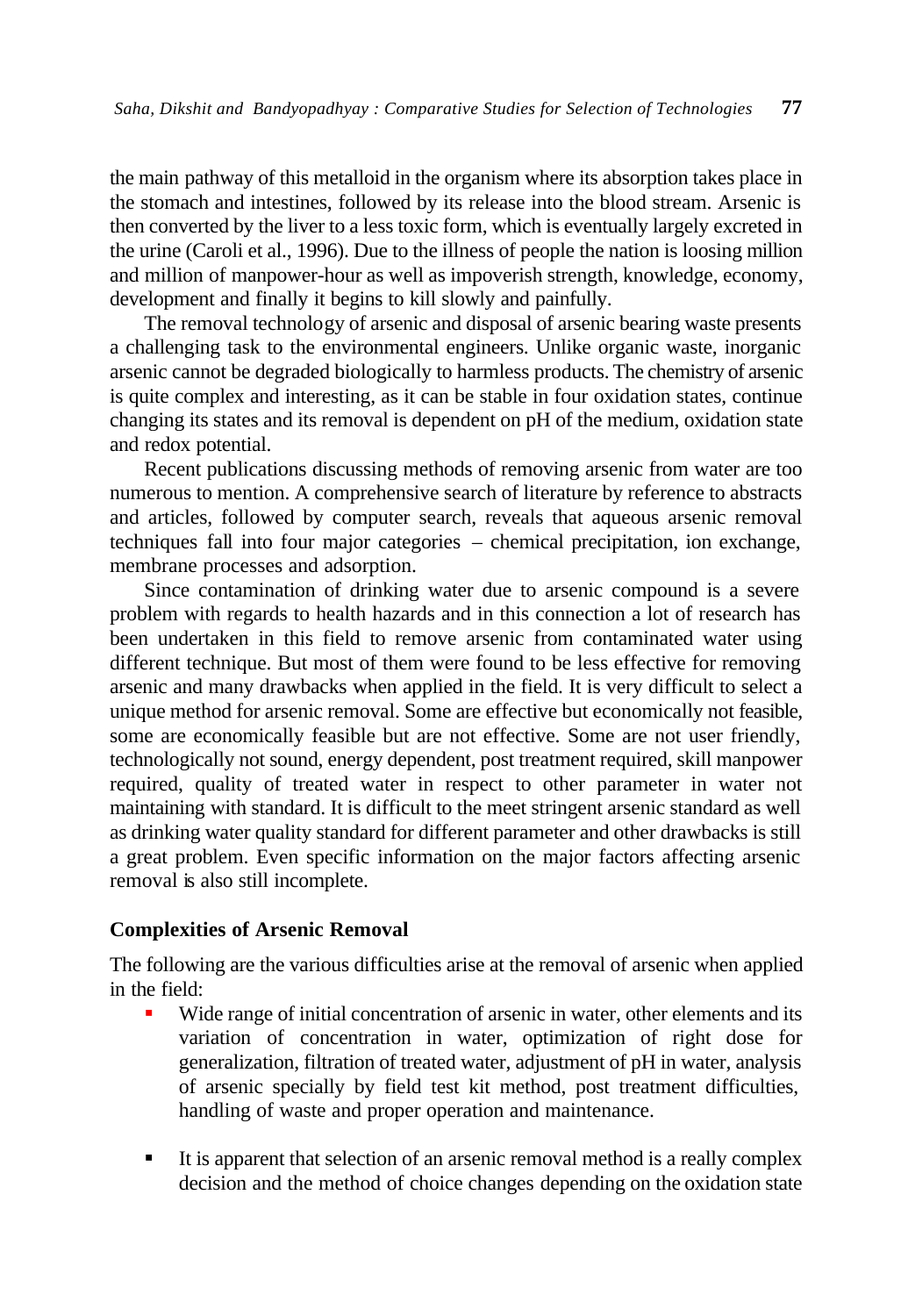the main pathway of this metalloid in the organism where its absorption takes place in the stomach and intestines, followed by its release into the blood stream. Arsenic is then converted by the liver to a less toxic form, which is eventually largely excreted in the urine (Caroli et al., 1996). Due to the illness of people the nation is loosing million and million of manpower-hour as well as impoverish strength, knowledge, economy, development and finally it begins to kill slowly and painfully.

The removal technology of arsenic and disposal of arsenic bearing waste presents a challenging task to the environmental engineers. Unlike organic waste, inorganic arsenic cannot be degraded biologically to harmless products. The chemistry of arsenic is quite complex and interesting, as it can be stable in four oxidation states, continue changing its states and its removal is dependent on pH of the medium, oxidation state and redox potential.

Recent publications discussing methods of removing arsenic from water are too numerous to mention. A comprehensive search of literature by reference to abstracts and articles, followed by computer search, reveals that aqueous arsenic removal techniques fall into four major categories – chemical precipitation, ion exchange, membrane processes and adsorption.

Since contamination of drinking water due to arsenic compound is a severe problem with regards to health hazards and in this connection a lot of research has been undertaken in this field to remove arsenic from contaminated water using different technique. But most of them were found to be less effective for removing arsenic and many drawbacks when applied in the field. It is very difficult to select a unique method for arsenic removal. Some are effective but economically not feasible, some are economically feasible but are not effective. Some are not user friendly, technologically not sound, energy dependent, post treatment required, skill manpower required, quality of treated water in respect to other parameter in water not maintaining with standard. It is difficult to the meet stringent arsenic standard as well as drinking water quality standard for different parameter and other drawbacks is still a great problem. Even specific information on the major factors affecting arsenic removal is also still incomplete.

### Complexities of Arsenic Removal

The following are the various difficulties arise at the removal of arsenic when applied in the field:

- Wide range of initial concentration of arsenic in water, other elements and its variation of concentration in water, optimization of right dose for generalization, filtration of treated water, adjustment of pH in water, analysis of arsenic specially by field test kit method, post treatment difficulties, handling of waste and proper operation and maintenance.

- It is apparent that selection of an arsenic removal method is a really complex decision and the method of choice changes depending on the oxidation state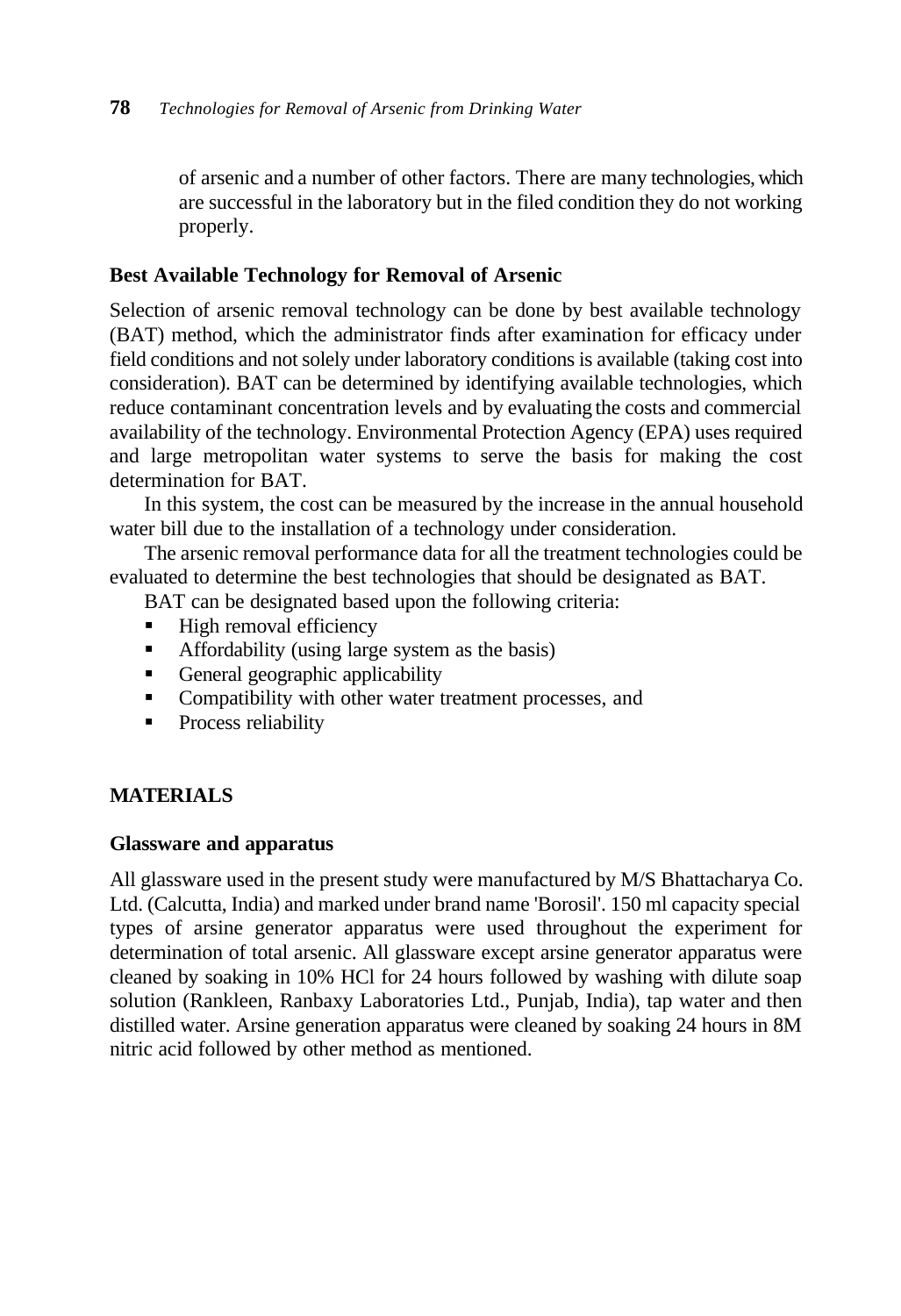of arsenic and a number of other factors. There are many technologies, which are successful in the laboratory but in the filed condition they do not working properly.

### Best Available Technology for Removal of Arsenic

Selection of arsenic removal technology can be done by best available technology (BAT) method, which the administrator finds after examination for efficacy under field conditions and not solely under laboratory conditions is available (taking cost into consideration). BAT can be determined by identifying available technologies, which reduce contaminant concentration levels and by evaluating the costs and commercial availability of the technology. Environmental Protection Agency (EPA) uses required and large metropolitan water systems to serve the basis for making the cost determination for BAT.

In this system, the cost can be measured by the increase in the annual household water bill due to the installation of a technology under consideration.

The arsenic removal performance data for all the treatment technologies could be evaluated to determine the best technologies that should be designated as BAT.

BAT can be designated based upon the following criteria:

- High removal efficiency
- Affordability (using large system as the basis)
- General geographic applicability
- Compatibility with other water treatment processes, and
- Process reliability

## MATERIALS

### Glassware and apparatus

All glassware used in the present study were manufactured by M/S Bhattacharya Co. Ltd. (Calcutta, India) and marked under brand name 'Borosil'. 150 ml capacity special types of arsine generator apparatus were used throughout the experiment for determination of total arsenic. All glassware except arsine generator apparatus were cleaned by soaking in 10% HCl for 24 hours followed by washing with dilute soap solution (Rankleen, Ranbaxy Laboratories Ltd., Punjab, India), tap water and then distilled water. Arsine generation apparatus were cleaned by soaking 24 hours in 8M nitric acid followed by other method as mentioned.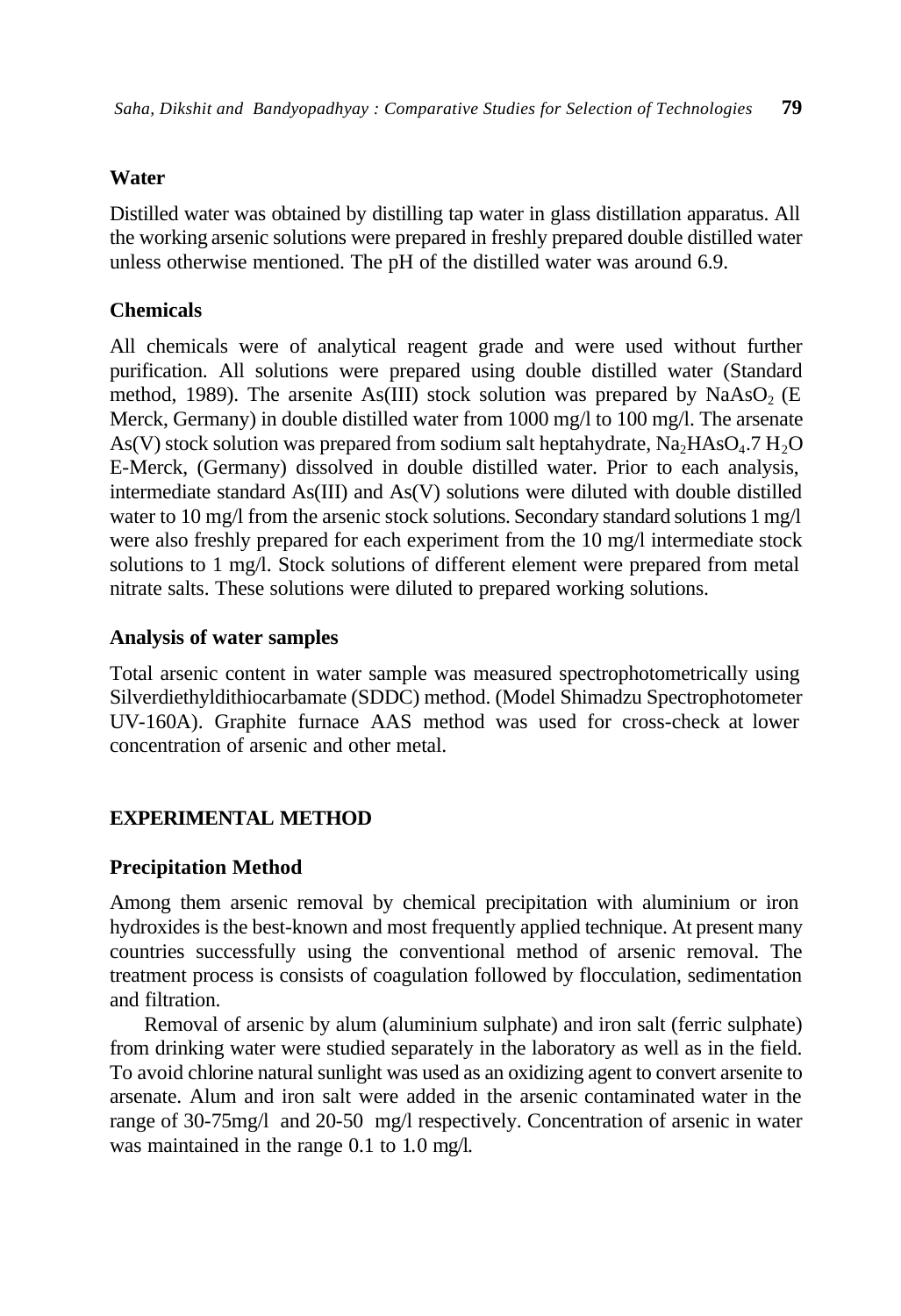### Water

Distilled water was obtained by distilling tap water in glass distillation apparatus. All the working arsenic solutions were prepared in freshly prepared double distilled water unless otherwise mentioned. The pH of the distilled water was around 6.9.

### Chemicals

All chemicals were of analytical reagent grade and were used without further purification. All solutions were prepared using double distilled water (Standard method, 1989). The arsenite As(III) stock solution was prepared by $NaAsO_2$ (E Merck, Germany) in double distilled water from 1000 mg/l to 100 mg/l. The arsenate As(V) stock solution was prepared from sodium salt heptahydrate, $Na_2HAsO_4.7\ H_2O$ E-Merck, (Germany) dissolved in double distilled water. Prior to each analysis, intermediate standard As(III) and As(V) solutions were diluted with double distilled water to 10 mg/l from the arsenic stock solutions. Secondary standard solutions 1 mg/l were also freshly prepared for each experiment from the 10 mg/l intermediate stock solutions to 1 mg/l. Stock solutions of different element were prepared from metal nitrate salts. These solutions were diluted to prepared working solutions.

### Analysis of water samples

Total arsenic content in water sample was measured spectrophotometrically using Silverdiethyldithiocarbamate (SDDC) method. (Model Shimadzu Spectrophotometer UV-160A). Graphite furnace AAS method was used for cross-check at lower concentration of arsenic and other metal.

## EXPERIMENTAL METHOD

### Precipitation Method

Among them arsenic removal by chemical precipitation with aluminium or iron hydroxides is the best-known and most frequently applied technique. At present many countries successfully using the conventional method of arsenic removal. The treatment process is consists of coagulation followed by flocculation, sedimentation and filtration.

Removal of arsenic by alum (aluminium sulphate) and iron salt (ferric sulphate) from drinking water were studied separately in the laboratory as well as in the field. To avoid chlorine natural sunlight was used as an oxidizing agent to convert arsenite to arsenate. Alum and iron salt were added in the arsenic contaminated water in the range of 30-75mg/l and 20-50 mg/l respectively. Concentration of arsenic in water was maintained in the range 0.1 to 1.0 mg/l.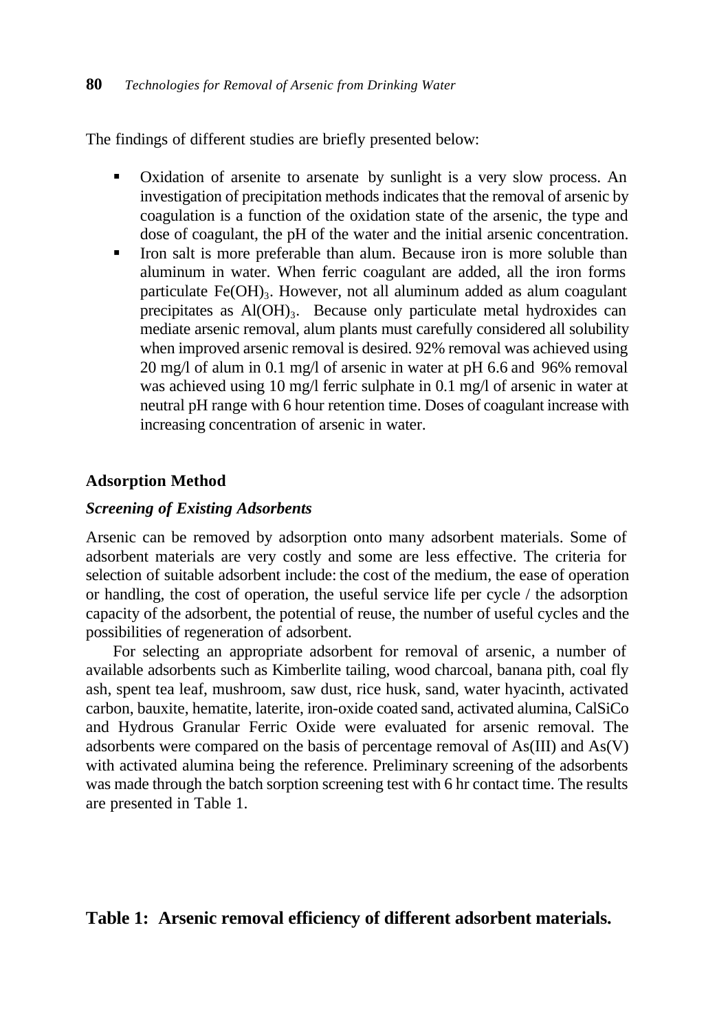The findings of different studies are briefly presented below:

- Oxidation of arsenite to arsenate by sunlight is a very slow process. An investigation of precipitation methods indicates that the removal of arsenic by coagulation is a function of the oxidation state of the arsenic, the type and dose of coagulant, the pH of the water and the initial arsenic concentration.
- Iron salt is more preferable than alum. Because iron is more soluble than aluminum in water. When ferric coagulant are added, all the iron forms particulate $Fe(OH)_3$. However, not all aluminum added as alum coagulant precipitates as $Al(OH)_3$. Because only particulate metal hydroxides can mediate arsenic removal, alum plants must carefully considered all solubility when improved arsenic removal is desired. 92% removal was achieved using 20 mg/l of alum in 0.1 mg/l of arsenic in water at pH 6.6 and 96% removal was achieved using 10 mg/l ferric sulphate in 0.1 mg/l of arsenic in water at neutral pH range with 6 hour retention time. Doses of coagulant increase with increasing concentration of arsenic in water.

## Adsorption Method

### *Screening of Existing Adsorbents*

Arsenic can be removed by adsorption onto many adsorbent materials. Some of adsorbent materials are very costly and some are less effective. The criteria for selection of suitable adsorbent include: the cost of the medium, the ease of operation or handling, the cost of operation, the useful service life per cycle / the adsorption capacity of the adsorbent, the potential of reuse, the number of useful cycles and the possibilities of regeneration of adsorbent.

For selecting an appropriate adsorbent for removal of arsenic, a number of available adsorbents such as Kimberlite tailing, wood charcoal, banana pith, coal fly ash, spent tea leaf, mushroom, saw dust, rice husk, sand, water hyacinth, activated carbon, bauxite, hematite, laterite, iron-oxide coated sand, activated alumina, CalSiCo and Hydrous Granular Ferric Oxide were evaluated for arsenic removal. The adsorbents were compared on the basis of percentage removal of As(III) and As(V) with activated alumina being the reference. Preliminary screening of the adsorbents was made through the batch sorption screening test with 6 hr contact time. The results are presented in Table 1.

**Table 1: Arsenic removal efficiency of different adsorbent materials.**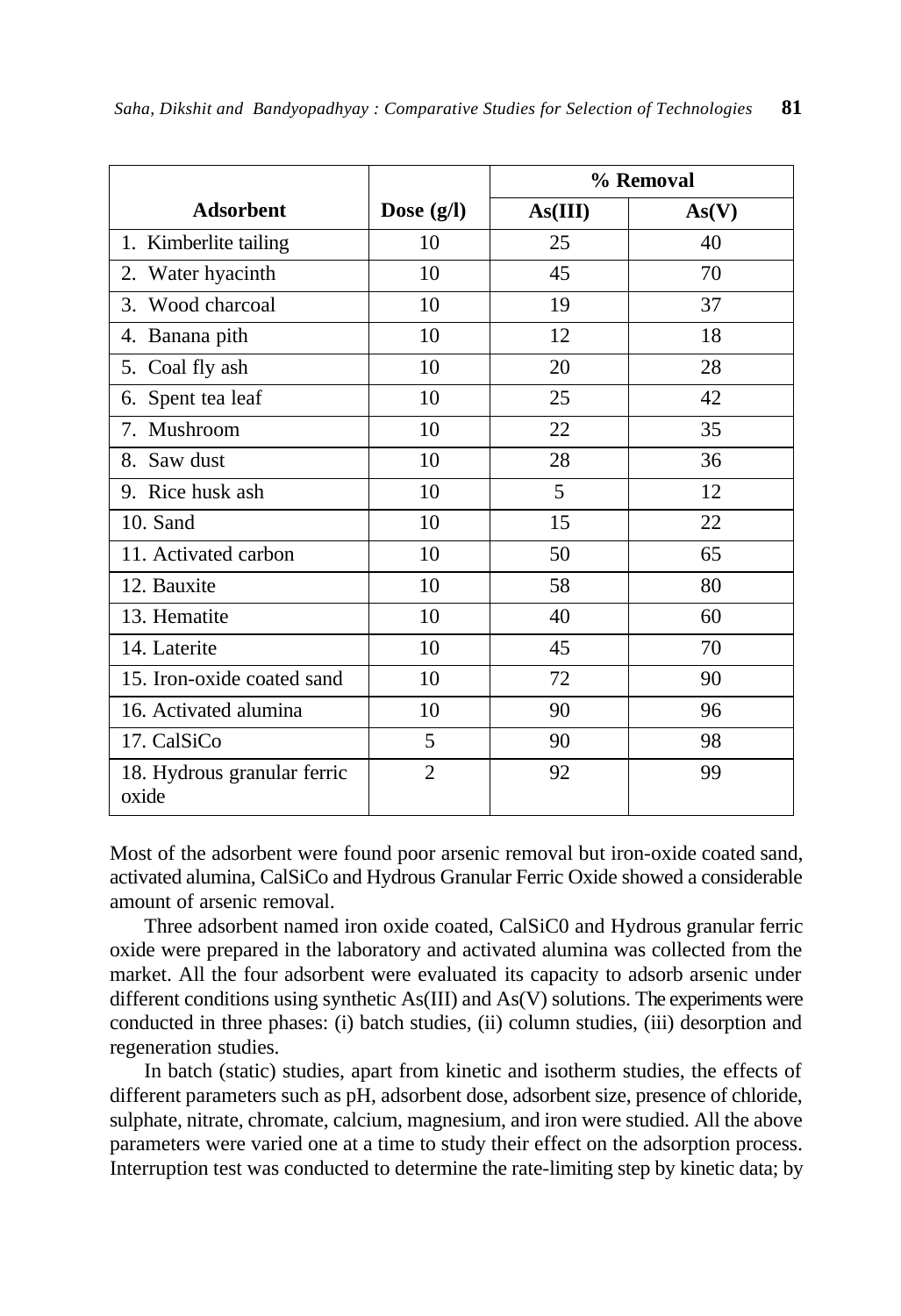| Adsorbent | Dose (g/l) | % Removal | |
|---|---|---|---|
| | | As(III) | As(V) |
| 1. Kimberlite tailing | 10 | 25 | 40 |
| 2. Water hyacinth | 10 | 45 | 70 |
| 3. Wood charcoal | 10 | 19 | 37 |
| 4. Banana pith | 10 | 12 | 18 |
| 5. Coal fly ash | 10 | 20 | 28 |
| 6. Spent tea leaf | 10 | 25 | 42 |
| 7. Mushroom | 10 | 22 | 35 |
| 8. Saw dust | 10 | 28 | 36 |
| 9. Rice husk ash | 10 | 5 | 12 |
| 10. Sand | 10 | 15 | 22 |
| 11. Activated carbon | 10 | 50 | 65 |
| 12. Bauxite | 10 | 58 | 80 |
| 13. Hematite | 10 | 40 | 60 |
| 14. Laterite | 10 | 45 | 70 |
| 15. Iron-oxide coated sand | 10 | 72 | 90 |
| 16. Activated alumina | 10 | 90 | 96 |
| 17. CalSiCo | 5 | 90 | 98 |
| 18. Hydrous granular ferric oxide | 2 | 92 | 99 |

Most of the adsorbent were found poor arsenic removal but iron-oxide coated sand, activated alumina, CalSiCo and Hydrous Granular Ferric Oxide showed a considerable amount of arsenic removal.

Three adsorbent named iron oxide coated, CalSiC0 and Hydrous granular ferric oxide were prepared in the laboratory and activated alumina was collected from the market. All the four adsorbent were evaluated its capacity to adsorb arsenic under different conditions using synthetic As(III) and As(V) solutions. The experiments were conducted in three phases: (i) batch studies, (ii) column studies, (iii) desorption and regeneration studies.

In batch (static) studies, apart from kinetic and isotherm studies, the effects of different parameters such as pH, adsorbent dose, adsorbent size, presence of chloride, sulphate, nitrate, chromate, calcium, magnesium, and iron were studied. All the above parameters were varied one at a time to study their effect on the adsorption process. Interruption test was conducted to determine the rate-limiting step by kinetic data; by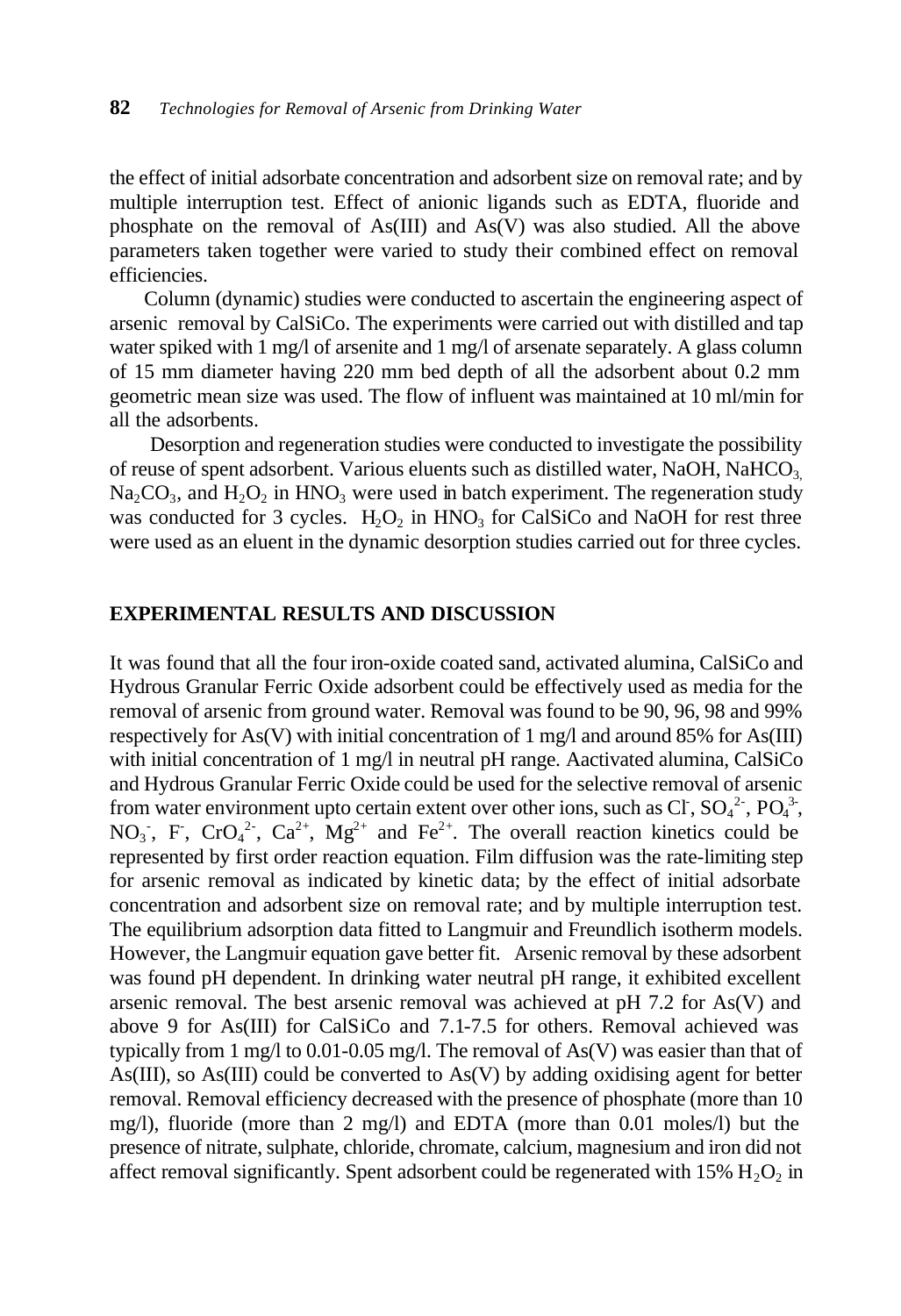the effect of initial adsorbate concentration and adsorbent size on removal rate; and by multiple interruption test. Effect of anionic ligands such as EDTA, fluoride and phosphate on the removal of As(III) and As(V) was also studied. All the above parameters taken together were varied to study their combined effect on removal efficiencies.

Column (dynamic) studies were conducted to ascertain the engineering aspect of arsenic removal by CalSiCo. The experiments were carried out with distilled and tap water spiked with 1 mg/l of arsenite and 1 mg/l of arsenate separately. A glass column of 15 mm diameter having 220 mm bed depth of all the adsorbent about 0.2 mm geometric mean size was used. The flow of influent was maintained at 10 ml/min for all the adsorbents.

Desorption and regeneration studies were conducted to investigate the possibility of reuse of spent adsorbent. Various eluents such as distilled water, NaOH, $NaHCO_3$, $Na_2CO_3$, and $H_2O_2$ in $HNO_3$ were used in batch experiment. The regeneration study was conducted for 3 cycles. $H_2O_2$ in $HNO_3$ for CalSiCo and NaOH for rest three were used as an eluent in the dynamic desorption studies carried out for three cycles.

## EXPERIMENTAL RESULTS AND DISCUSSION

It was found that all the four iron-oxide coated sand, activated alumina, CalSiCo and Hydrous Granular Ferric Oxide adsorbent could be effectively used as media for the removal of arsenic from ground water. Removal was found to be 90, 96, 98 and 99% respectively for As(V) with initial concentration of 1 mg/l and around 85% for As(III) with initial concentration of 1 mg/l in neutral pH range. Aactivated alumina, CalSiCo and Hydrous Granular Ferric Oxide could be used for the selective removal of arsenic from water environment upto certain extent over other ions, such as $Cl^-$, $SO_4^{2-}$, $PO_4^{3-}$, $NO_3^-$, $F^-$, $CrO_4^{2-}$, $Ca^{2+}$, $Mg^{2+}$ and $Fe^{2+}$. The overall reaction kinetics could be represented by first order reaction equation. Film diffusion was the rate-limiting step for arsenic removal as indicated by kinetic data; by the effect of initial adsorbate concentration and adsorbent size on removal rate; and by multiple interruption test. The equilibrium adsorption data fitted to Langmuir and Freundlich isotherm models. However, the Langmuir equation gave better fit. Arsenic removal by these adsorbent was found pH dependent. In drinking water neutral pH range, it exhibited excellent arsenic removal. The best arsenic removal was achieved at pH 7.2 for As(V) and above 9 for As(III) for CalSiCo and 7.1-7.5 for others. Removal achieved was typically from 1 mg/l to 0.01-0.05 mg/l. The removal of As(V) was easier than that of As(III), so As(III) could be converted to As(V) by adding oxidising agent for better removal. Removal efficiency decreased with the presence of phosphate (more than 10 mg/l), fluoride (more than 2 mg/l) and EDTA (more than 0.01 moles/l) but the presence of nitrate, sulphate, chloride, chromate, calcium, magnesium and iron did not affect removal significantly. Spent adsorbent could be regenerated with 15% $H_2O_2$ in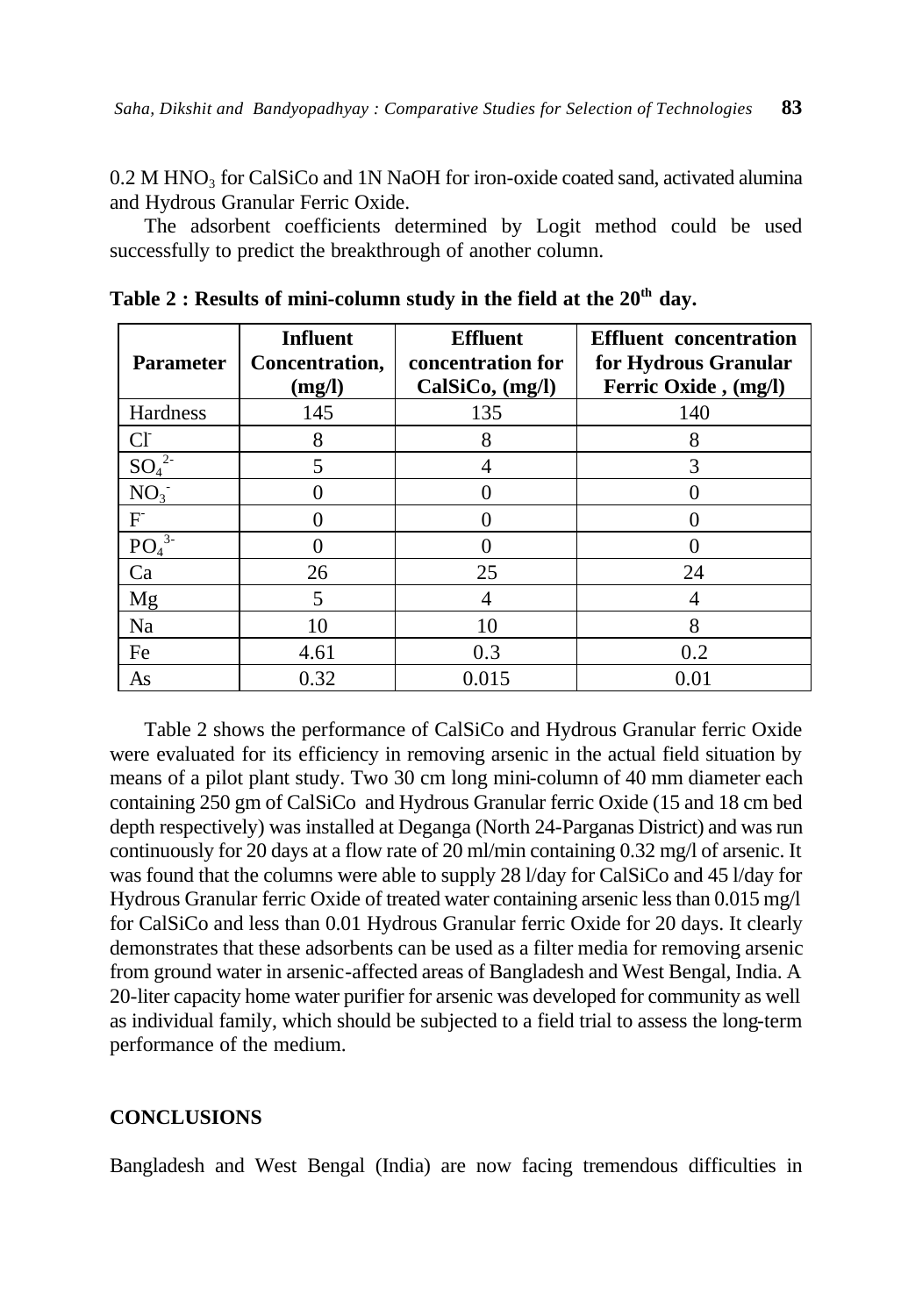0.2 M $HNO_3$ for CalSiCo and 1N NaOH for iron-oxide coated sand, activated alumina and Hydrous Granular Ferric Oxide.

The adsorbent coefficients determined by Logit method could be used successfully to predict the breakthrough of another column.

**Table 2 : Results of mini-column study in the field at the 20th day.**

| Parameter | Influent Concentration, (mg/l) | Effluent concentration for CalSiCo, (mg/l) | Effluent concentration for Hydrous Granular Ferric Oxide , (mg/l) |
|---|---|---|---|
| Hardness | 145 | 135 | 140 |
| $Cl^-$ | 8 | 8 | 8 |
| $SO_4^{2-}$ | 5 | 4 | 3 |
| $NO_3^-$ | 0 | 0 | 0 |
| $F^-$ | 0 | 0 | 0 |
| $PO_4^{3-}$ | 0 | 0 | 0 |
| Ca | 26 | 25 | 24 |
| Mg | 5 | 4 | 4 |
| Na | 10 | 10 | 8 |
| Fe | 4.61 | 0.3 | 0.2 |
| As | 0.32 | 0.015 | 0.01 |

Table 2 shows the performance of CalSiCo and Hydrous Granular ferric Oxide were evaluated for its efficiency in removing arsenic in the actual field situation by means of a pilot plant study. Two 30 cm long mini-column of 40 mm diameter each containing 250 gm of CalSiCo and Hydrous Granular ferric Oxide (15 and 18 cm bed depth respectively) was installed at Deganga (North 24-Parganas District) and was run continuously for 20 days at a flow rate of 20 ml/min containing 0.32 mg/l of arsenic. It was found that the columns were able to supply 28 l/day for CalSiCo and 45 l/day for Hydrous Granular ferric Oxide of treated water containing arsenic less than 0.015 mg/l for CalSiCo and less than 0.01 Hydrous Granular ferric Oxide for 20 days. It clearly demonstrates that these adsorbents can be used as a filter media for removing arsenic from ground water in arsenic-affected areas of Bangladesh and West Bengal, India. A 20-liter capacity home water purifier for arsenic was developed for community as well as individual family, which should be subjected to a field trial to assess the long-term performance of the medium.

## CONCLUSIONS

Bangladesh and West Bengal (India) are now facing tremendous difficulties in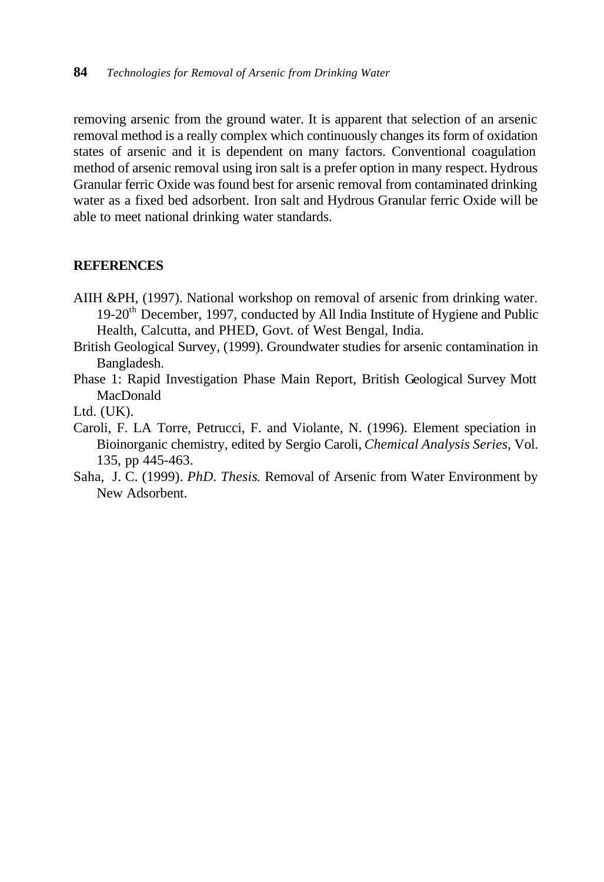removing arsenic from the ground water. It is apparent that selection of an arsenic removal method is a really complex which continuously changes its form of oxidation states of arsenic and it is dependent on many factors. Conventional coagulation method of arsenic removal using iron salt is a prefer option in many respect. Hydrous Granular ferric Oxide was found best for arsenic removal from contaminated drinking water as a fixed bed adsorbent. Iron salt and Hydrous Granular ferric Oxide will be able to meet national drinking water standards.

## REFERENCES

AIIH &PH, (1997). National workshop on removal of arsenic from drinking water. 19-20th December, 1997, conducted by All India Institute of Hygiene and Public Health, Calcutta, and PHED, Govt. of West Bengal, India.

British Geological Survey, (1999). Groundwater studies for arsenic contamination in Bangladesh.

Phase 1: Rapid Investigation Phase Main Report, British Geological Survey Mott MacDonald

Ltd. (UK).

Caroli, F. LA Torre, Petrucci, F. and Violante, N. (1996). Element speciation in Bioinorganic chemistry, edited by Sergio Caroli, *Chemical Analysis Series*, Vol. 135, pp 445-463.

Saha, J. C. (1999). *PhD. Thesis.* Removal of Arsenic from Water Environment by New Adsorbent.